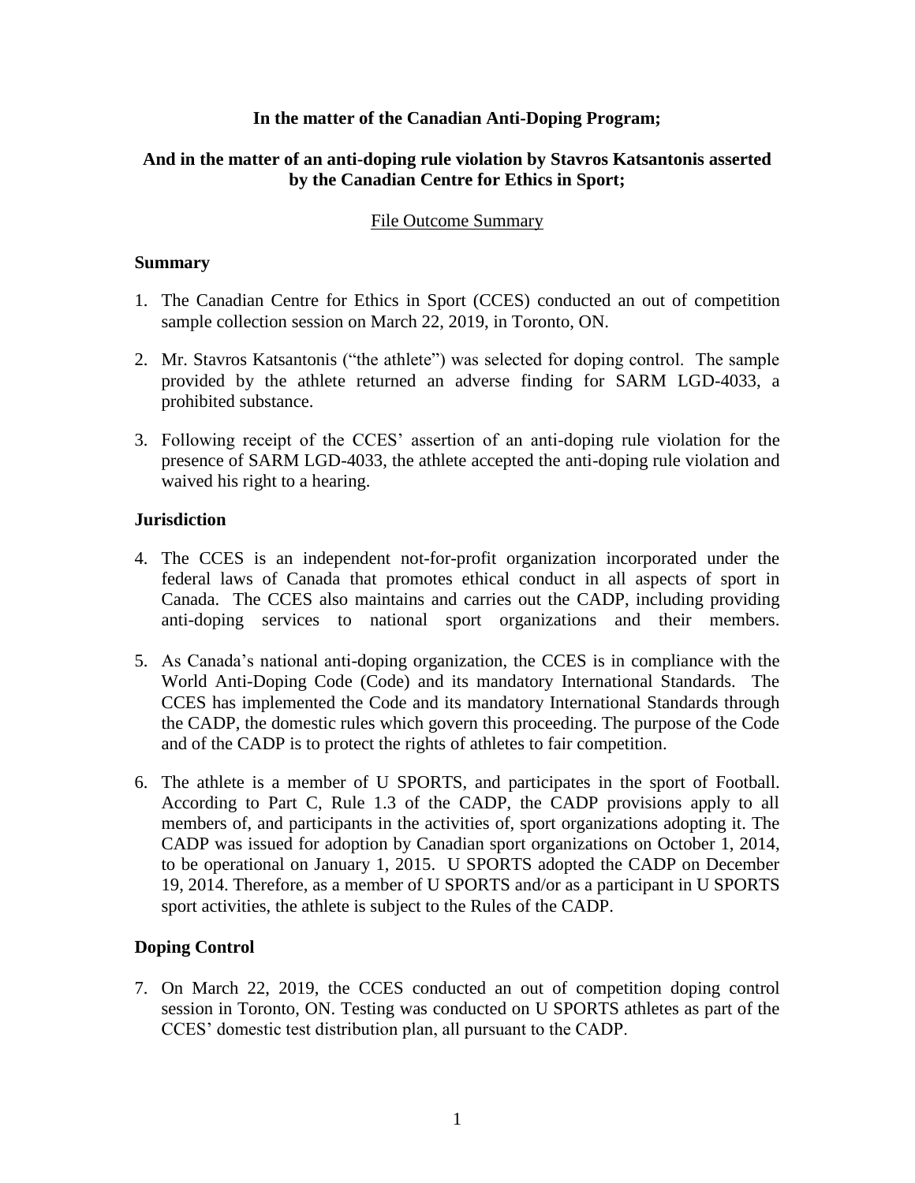**In the matter of the Canadian Anti-Doping Program;**

**And in the matter of an anti-doping rule violation by Stavros Katsantonis asserted by the Canadian Centre for Ethics in Sport;**

File Outcome Summary

## Summary

1. The Canadian Centre for Ethics in Sport (CCES) conducted an out of competition sample collection session on March 22, 2019, in Toronto, ON.

2. Mr. Stavros Katsantonis ("the athlete") was selected for doping control. The sample provided by the athlete returned an adverse finding for SARM LGD-4033, a prohibited substance.

3. Following receipt of the CCES' assertion of an anti-doping rule violation for the presence of SARM LGD-4033, the athlete accepted the anti-doping rule violation and waived his right to a hearing.

## Jurisdiction

4. The CCES is an independent not-for-profit organization incorporated under the federal laws of Canada that promotes ethical conduct in all aspects of sport in Canada. The CCES also maintains and carries out the CADP, including providing anti-doping services to national sport organizations and their members.

5. As Canada's national anti-doping organization, the CCES is in compliance with the World Anti-Doping Code (Code) and its mandatory International Standards. The CCES has implemented the Code and its mandatory International Standards through the CADP, the domestic rules which govern this proceeding. The purpose of the Code and of the CADP is to protect the rights of athletes to fair competition.

6. The athlete is a member of U SPORTS, and participates in the sport of Football. According to Part C, Rule 1.3 of the CADP, the CADP provisions apply to all members of, and participants in the activities of, sport organizations adopting it. The CADP was issued for adoption by Canadian sport organizations on October 1, 2014, to be operational on January 1, 2015. U SPORTS adopted the CADP on December 19, 2014. Therefore, as a member of U SPORTS and/or as a participant in U SPORTS sport activities, the athlete is subject to the Rules of the CADP.

## Doping Control

7. On March 22, 2019, the CCES conducted an out of competition doping control session in Toronto, ON. Testing was conducted on U SPORTS athletes as part of the CCES' domestic test distribution plan, all pursuant to the CADP.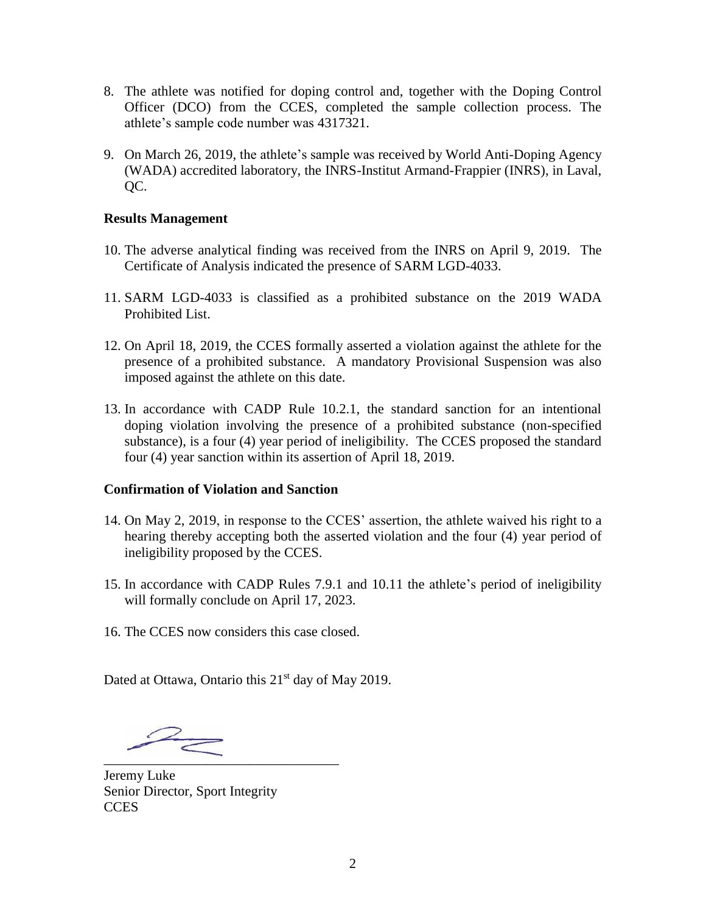8. The athlete was notified for doping control and, together with the Doping Control Officer (DCO) from the CCES, completed the sample collection process. The athlete's sample code number was 4317321.

9. On March 26, 2019, the athlete's sample was received by World Anti-Doping Agency (WADA) accredited laboratory, the INRS-Institut Armand-Frappier (INRS), in Laval, QC.

**Results Management**

10. The adverse analytical finding was received from the INRS on April 9, 2019. The Certificate of Analysis indicated the presence of SARM LGD-4033.

11. SARM LGD-4033 is classified as a prohibited substance on the 2019 WADA Prohibited List.

12. On April 18, 2019, the CCES formally asserted a violation against the athlete for the presence of a prohibited substance. A mandatory Provisional Suspension was also imposed against the athlete on this date.

13. In accordance with CADP Rule 10.2.1, the standard sanction for an intentional doping violation involving the presence of a prohibited substance (non-specified substance), is a four (4) year period of ineligibility. The CCES proposed the standard four (4) year sanction within its assertion of April 18, 2019.

**Confirmation of Violation and Sanction**

14. On May 2, 2019, in response to the CCES' assertion, the athlete waived his right to a hearing thereby accepting both the asserted violation and the four (4) year period of ineligibility proposed by the CCES.

15. In accordance with CADP Rules 7.9.1 and 10.11 the athlete's period of ineligibility will formally conclude on April 17, 2023.

16. The CCES now considers this case closed.

Dated at Ottawa, Ontario this 21st day of May 2019.

\_\_\_\_\_\_\_\_\_\_\_\_\_\_\_\_\_\_\_\_\_\_\_\_\_\_\_\_\_\_\_\_\_\_

Jeremy Luke
Senior Director, Sport Integrity
CCES